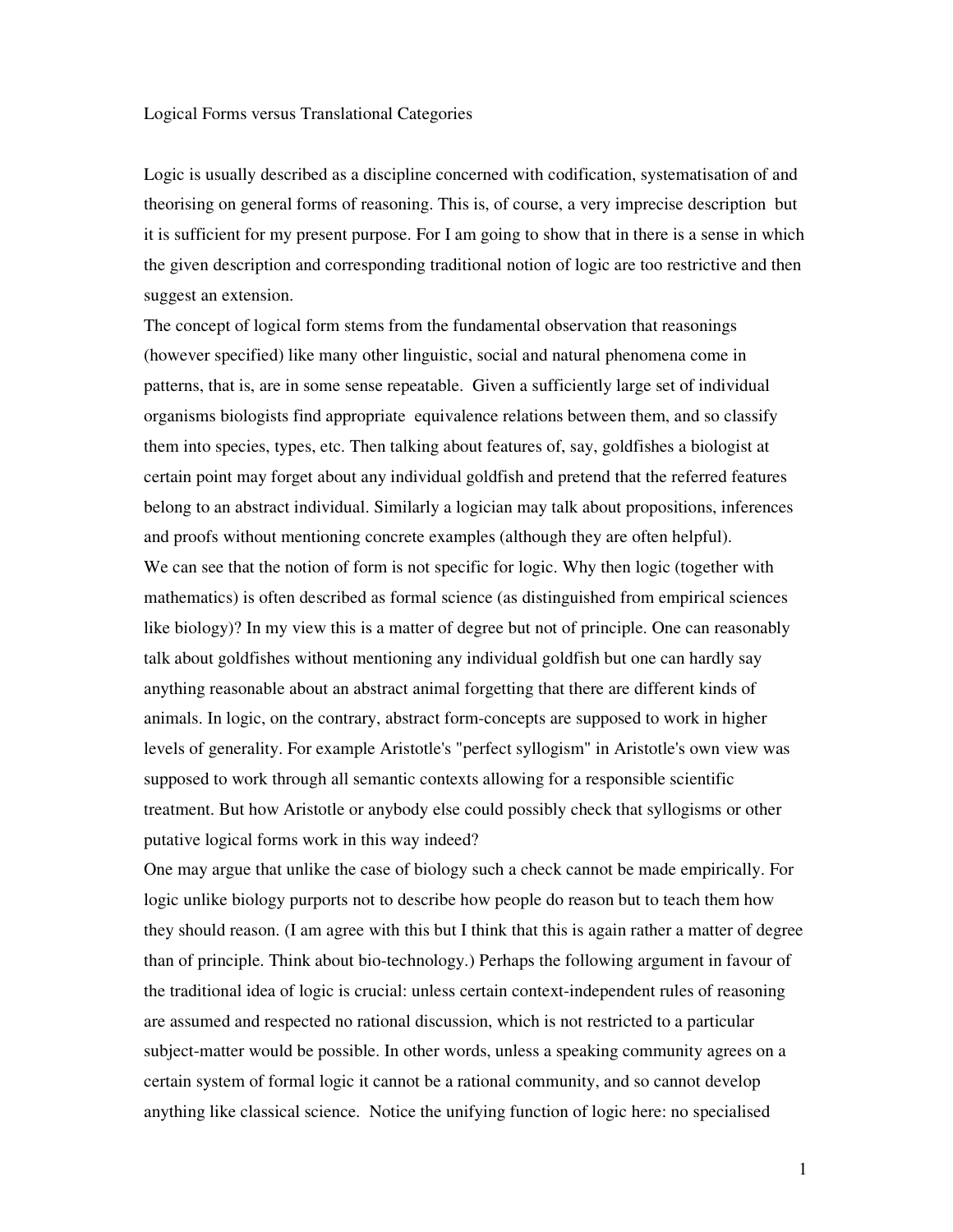Logical Forms versus Translational Categories

Logic is usually described as a discipline concerned with codification, systematisation of and theorising on general forms of reasoning. This is, of course, a very imprecise description but it is sufficient for my present purpose. For I am going to show that in there is a sense in which the given description and corresponding traditional notion of logic are too restrictive and then suggest an extension.

The concept of logical form stems from the fundamental observation that reasonings (however specified) like many other linguistic, social and natural phenomena come in patterns, that is, are in some sense repeatable. Given a sufficiently large set of individual organisms biologists find appropriate equivalence relations between them, and so classify them into species, types, etc. Then talking about features of, say, goldfishes a biologist at certain point may forget about any individual goldfish and pretend that the referred features belong to an abstract individual. Similarly a logician may talk about propositions, inferences and proofs without mentioning concrete examples (although they are often helpful).

We can see that the notion of form is not specific for logic. Why then logic (together with mathematics) is often described as formal science (as distinguished from empirical sciences like biology)? In my view this is a matter of degree but not of principle. One can reasonably talk about goldfishes without mentioning any individual goldfish but one can hardly say anything reasonable about an abstract animal forgetting that there are different kinds of animals. In logic, on the contrary, abstract form-concepts are supposed to work in higher levels of generality. For example Aristotle's "perfect syllogism" in Aristotle's own view was supposed to work through all semantic contexts allowing for a responsible scientific treatment. But how Aristotle or anybody else could possibly check that syllogisms or other putative logical forms work in this way indeed?

One may argue that unlike the case of biology such a check cannot be made empirically. For logic unlike biology purports not to describe how people do reason but to teach them how they should reason. (I am agree with this but I think that this is again rather a matter of degree than of principle. Think about bio-technology.) Perhaps the following argument in favour of the traditional idea of logic is crucial: unless certain context-independent rules of reasoning are assumed and respected no rational discussion, which is not restricted to a particular subject-matter would be possible. In other words, unless a speaking community agrees on a certain system of formal logic it cannot be a rational community, and so cannot develop anything like classical science. Notice the unifying function of logic here: no specialised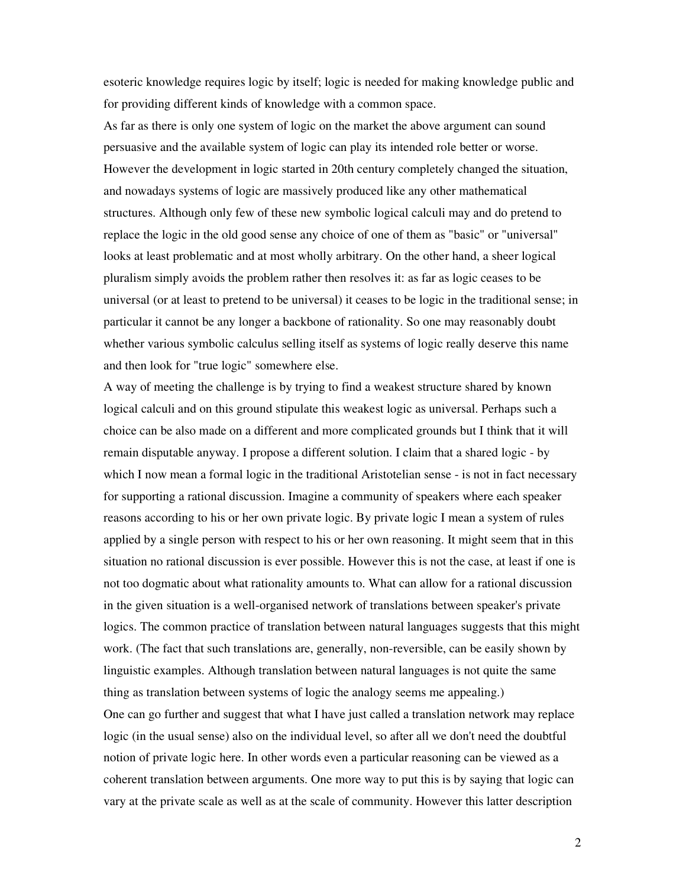esoteric knowledge requires logic by itself; logic is needed for making knowledge public and for providing different kinds of knowledge with a common space.

As far as there is only one system of logic on the market the above argument can sound persuasive and the available system of logic can play its intended role better or worse. However the development in logic started in 20th century completely changed the situation, and nowadays systems of logic are massively produced like any other mathematical structures. Although only few of these new symbolic logical calculi may and do pretend to replace the logic in the old good sense any choice of one of them as "basic" or "universal" looks at least problematic and at most wholly arbitrary. On the other hand, a sheer logical pluralism simply avoids the problem rather then resolves it: as far as logic ceases to be universal (or at least to pretend to be universal) it ceases to be logic in the traditional sense; in particular it cannot be any longer a backbone of rationality. So one may reasonably doubt whether various symbolic calculus selling itself as systems of logic really deserve this name and then look for "true logic" somewhere else.

A way of meeting the challenge is by trying to find a weakest structure shared by known logical calculi and on this ground stipulate this weakest logic as universal. Perhaps such a choice can be also made on a different and more complicated grounds but I think that it will remain disputable anyway. I propose a different solution. I claim that a shared logic - by which I now mean a formal logic in the traditional Aristotelian sense - is not in fact necessary for supporting a rational discussion. Imagine a community of speakers where each speaker reasons according to his or her own private logic. By private logic I mean a system of rules applied by a single person with respect to his or her own reasoning. It might seem that in this situation no rational discussion is ever possible. However this is not the case, at least if one is not too dogmatic about what rationality amounts to. What can allow for a rational discussion in the given situation is a well-organised network of translations between speaker's private logics. The common practice of translation between natural languages suggests that this might work. (The fact that such translations are, generally, non-reversible, can be easily shown by linguistic examples. Although translation between natural languages is not quite the same thing as translation between systems of logic the analogy seems me appealing.)

One can go further and suggest that what I have just called a translation network may replace logic (in the usual sense) also on the individual level, so after all we don't need the doubtful notion of private logic here. In other words even a particular reasoning can be viewed as a coherent translation between arguments. One more way to put this is by saying that logic can vary at the private scale as well as at the scale of community. However this latter description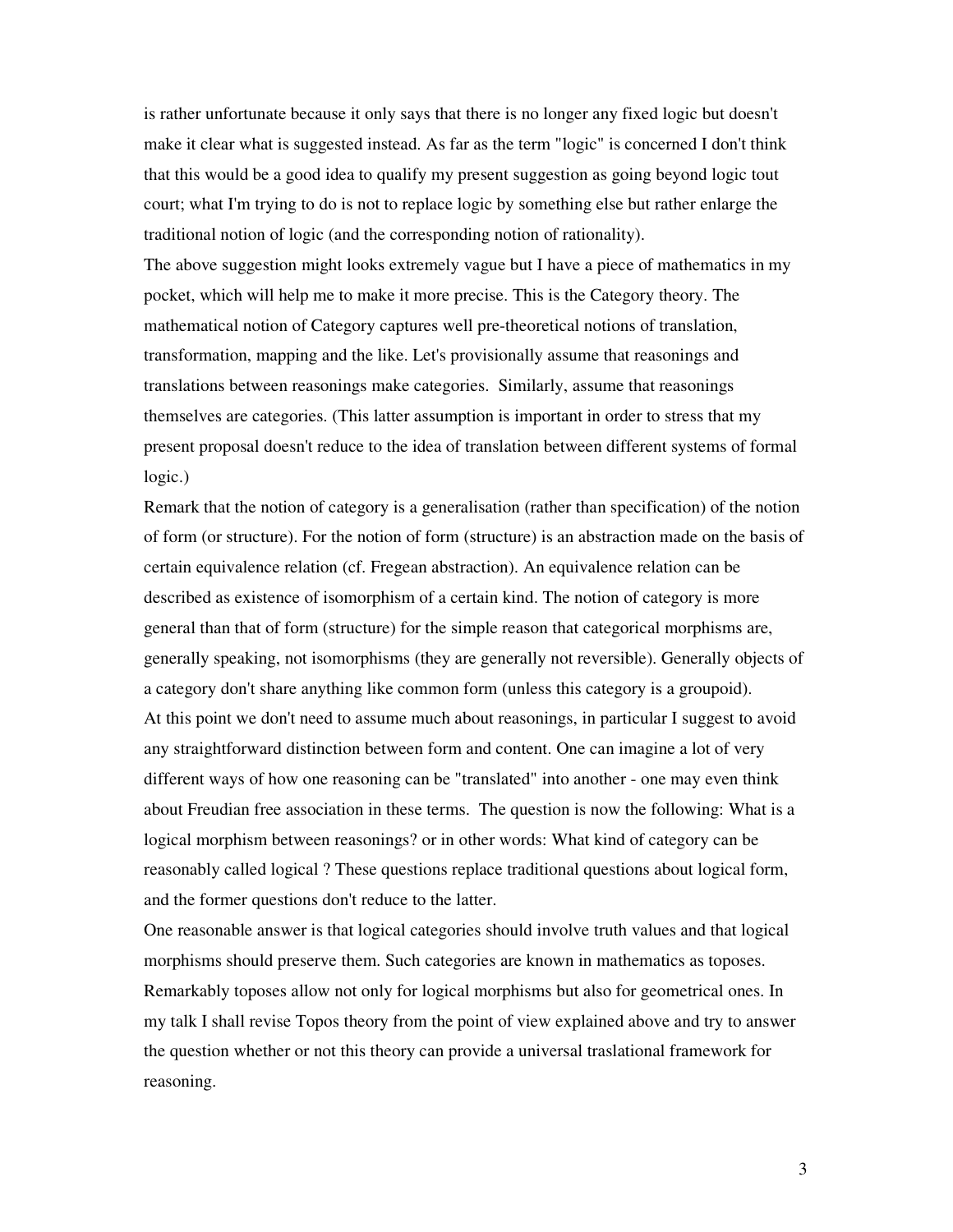is rather unfortunate because it only says that there is no longer any fixed logic but doesn't make it clear what is suggested instead. As far as the term "logic" is concerned I don't think that this would be a good idea to qualify my present suggestion as going beyond logic tout court; what I'm trying to do is not to replace logic by something else but rather enlarge the traditional notion of logic (and the corresponding notion of rationality).

The above suggestion might looks extremely vague but I have a piece of mathematics in my pocket, which will help me to make it more precise. This is the Category theory. The mathematical notion of Category captures well pre-theoretical notions of translation, transformation, mapping and the like. Let's provisionally assume that reasonings and translations between reasonings make categories. Similarly, assume that reasonings themselves are categories. (This latter assumption is important in order to stress that my present proposal doesn't reduce to the idea of translation between different systems of formal logic.)

Remark that the notion of category is a generalisation (rather than specification) of the notion of form (or structure). For the notion of form (structure) is an abstraction made on the basis of certain equivalence relation (cf. Fregean abstraction). An equivalence relation can be described as existence of isomorphism of a certain kind. The notion of category is more general than that of form (structure) for the simple reason that categorical morphisms are, generally speaking, not isomorphisms (they are generally not reversible). Generally objects of a category don't share anything like common form (unless this category is a groupoid).

At this point we don't need to assume much about reasonings, in particular I suggest to avoid any straightforward distinction between form and content. One can imagine a lot of very different ways of how one reasoning can be "translated" into another - one may even think about Freudian free association in these terms. The question is now the following: What is a logical morphism between reasonings? or in other words: What kind of category can be reasonably called logical ? These questions replace traditional questions about logical form, and the former questions don't reduce to the latter.

One reasonable answer is that logical categories should involve truth values and that logical morphisms should preserve them. Such categories are known in mathematics as toposes. Remarkably toposes allow not only for logical morphisms but also for geometrical ones. In my talk I shall revise Topos theory from the point of view explained above and try to answer the question whether or not this theory can provide a universal traslational framework for reasoning.